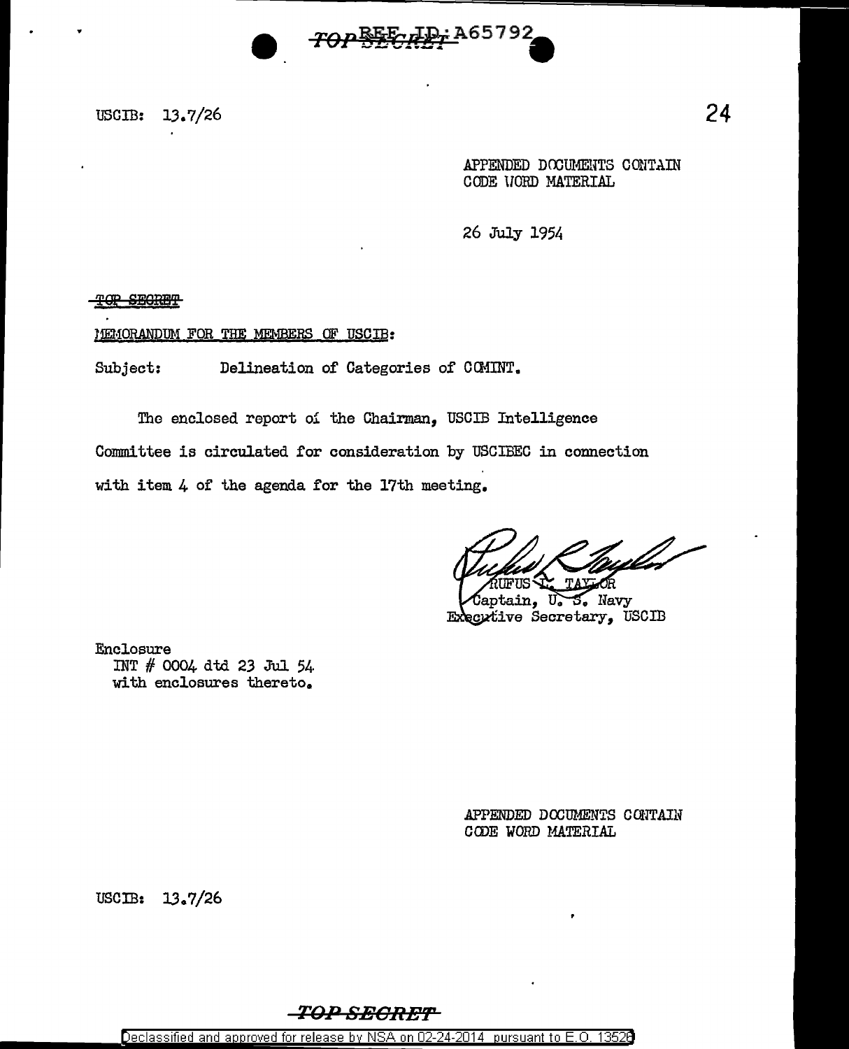USCIB: 13.7/26

APPENDED DOCUMENTS CONTAIN
CODE WORD MATERIAL

26 July 1954

~~TOP SECRET~~

MEMORANDUM FOR THE MEMBERS OF USCIB:

Subject: Delineation of Categories of COMINT.

The enclosed report of the Chairman, USCIB Intelligence Committee is circulated for consideration by USCIBEC in connection with item 4 of the agenda for the 17th meeting.

RUFUS L. TAYLOR
Captain, U. S. Navy
Executive Secretary, USCIB

Enclosure
INT # 0004 dtd 23 Jul 54
with enclosures thereto.

APPENDED DOCUMENTS CONTAIN
CODE WORD MATERIAL

USCIB: 13.7/26

TOP SECRET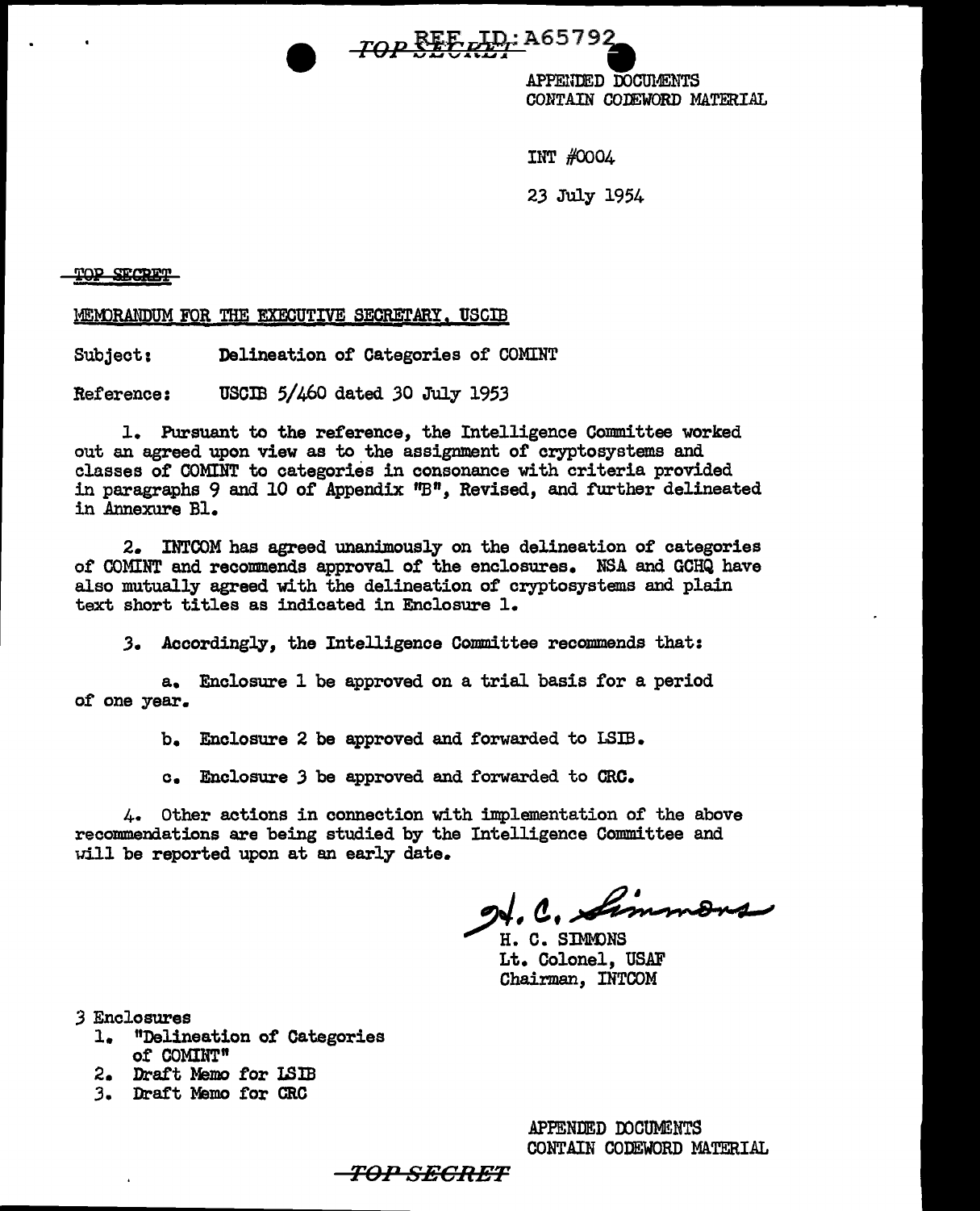TOP SECRET REF ID: A65792

APPENDED DOCUMENTS
CONTAIN CODEWORD MATERIAL

INT #0004

23 July 1954

TOP SECRET

MEMORANDUM FOR THE EXECUTIVE SECRETARY, USCIB

Subject: Delineation of Categories of COMINT

Reference: USCIB 5/460 dated 30 July 1953

1. Pursuant to the reference, the Intelligence Committee worked out an agreed upon view as to the assignment of cryptosystems and classes of COMINT to categories in consonance with criteria provided in paragraphs 9 and 10 of Appendix "B", Revised, and further delineated in Annexure B1.

2. INTCOM has agreed unanimously on the delineation of categories of COMINT and recommends approval of the enclosures. NSA and GCHQ have also mutually agreed with the delineation of cryptosystems and plain text short titles as indicated in Enclosure 1.

3. Accordingly, the Intelligence Committee recommends that:

a. Enclosure 1 be approved on a trial basis for a period of one year.

b. Enclosure 2 be approved and forwarded to LSIB.

c. Enclosure 3 be approved and forwarded to CRC.

4. Other actions in connection with implementation of the above recommendations are being studied by the Intelligence Committee and will be reported upon at an early date.

H. C. Simmons

H. C. SIMMONS
Lt. Colonel, USAF
Chairman, INTCOM

3 Enclosures
1. "Delineation of Categories of COMINT"
2. Draft Memo for LSIB
3. Draft Memo for CRC

APPENDED DOCUMENTS
CONTAIN CODEWORD MATERIAL

TOP SECRET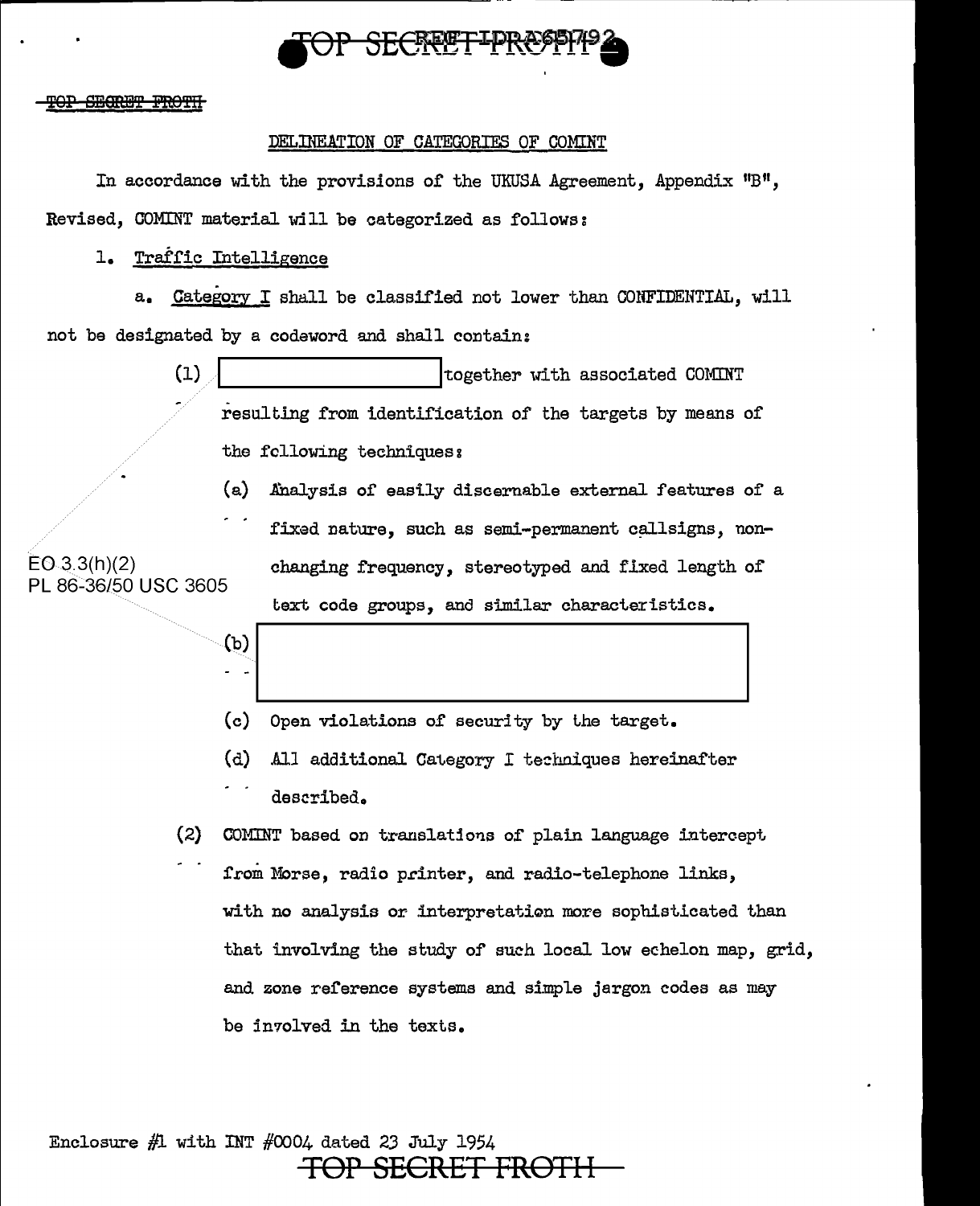TOP SECRET FROTH

DELINEATION OF CATEGORIES OF COMINT

In accordance with the provisions of the UKUSA Agreement, Appendix "B", Revised, COMINT material will be categorized as follows:

1. Traffic Intelligence

a. Category I shall be classified not lower than CONFIDENTIAL, will not be designated by a codeword and shall contain:

(1) [REDACTED] together with associated COMINT resulting from identification of the targets by means of the following techniques:

(a) Analysis of easily discernable external features of a fixed nature, such as semi-permanent callsigns, non-changing frequency, stereotyped and fixed length of text code groups, and similar characteristics.

EO 3.3(h)(2)
PL 86-36/50 USC 3605

(b) [REDACTED]

(c) Open violations of security by the target.

(d) All additional Category I techniques hereinafter described.

(2) COMINT based on translations of plain language intercept from Morse, radio printer, and radio-telephone links, with no analysis or interpretation more sophisticated than that involving the study of such local low echelon map, grid, and zone reference systems and simple jargon codes as may be involved in the texts.

Enclosure #1 with INT #0004 dated 23 July 1954

TOP SECRET FROTH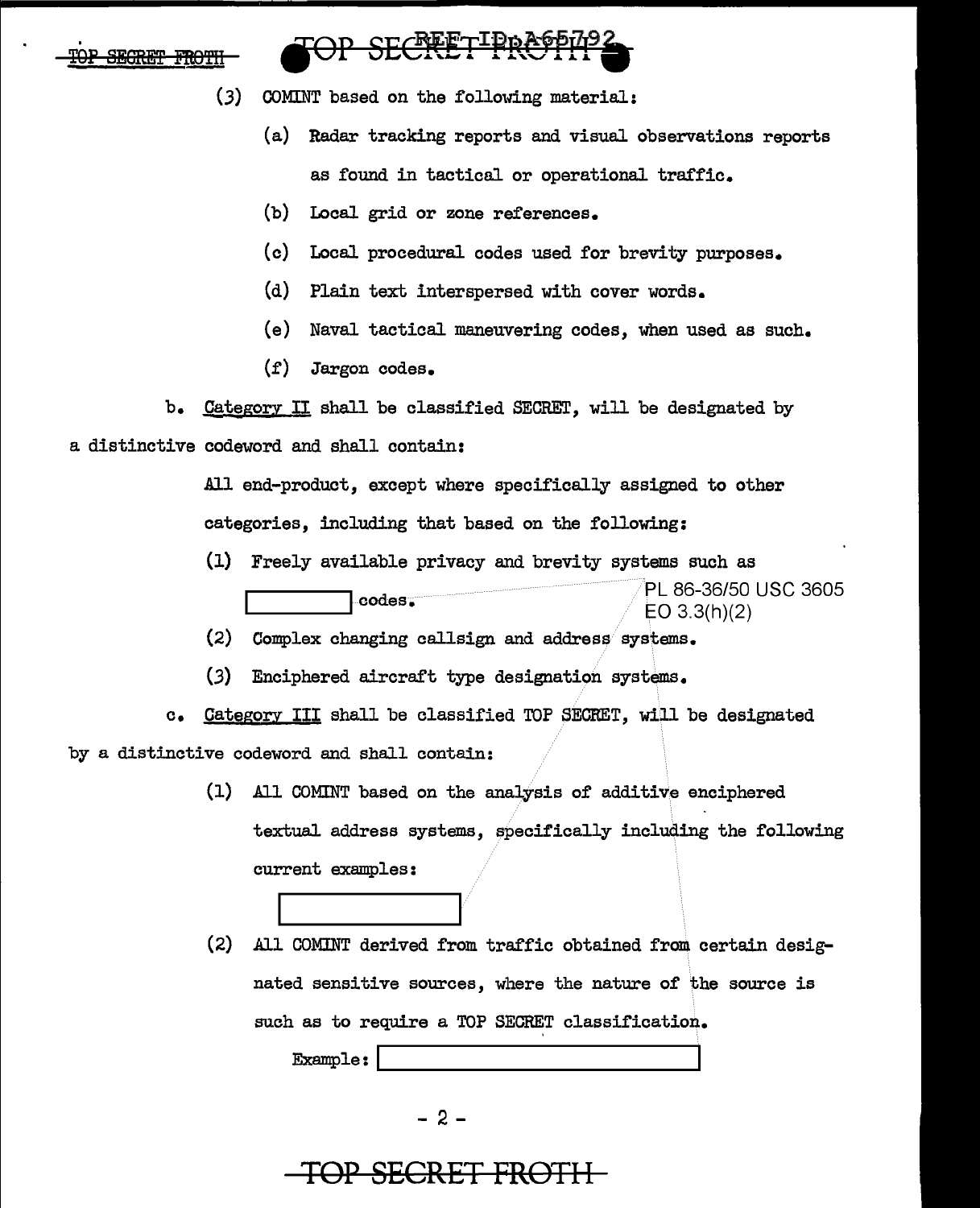(3) COMINT based on the following material:

(a) Radar tracking reports and visual observations reports as found in tactical or operational traffic.

(b) Local grid or zone references.

(c) Local procedural codes used for brevity purposes.

(d) Plain text interspersed with cover words.

(e) Naval tactical maneuvering codes, when used as such.

(f) Jargon codes.

b. Category II shall be classified SECRET, will be designated by a distinctive codeword and shall contain:

All end-product, except where specifically assigned to other categories, including that based on the following:

(1) Freely available privacy and brevity systems such as [REDACTED] codes.

PL 86-36/50 USC 3605
EO 3.3(h)(2)

(2) Complex changing callsign and address systems.

(3) Enciphered aircraft type designation systems.

c. Category III shall be classified TOP SECRET, will be designated by a distinctive codeword and shall contain:

(1) All COMINT based on the analysis of additive enciphered textual address systems, specifically including the following current examples:

[REDACTED]

(2) All COMINT derived from traffic obtained from certain designated sensitive sources, where the nature of the source is such as to require a TOP SECRET classification.

Example: [REDACTED]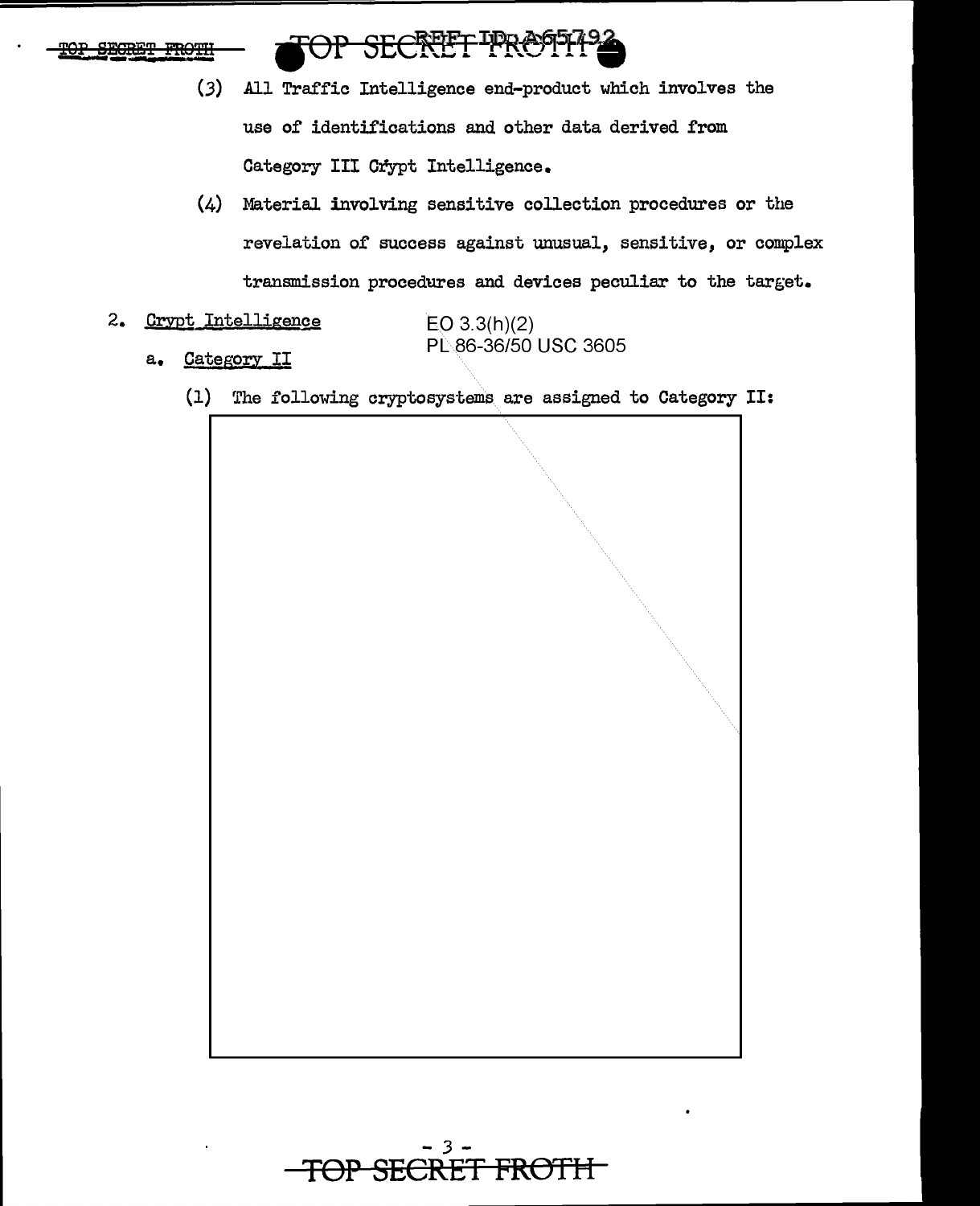(3) All Traffic Intelligence end-product which involves the use of identifications and other data derived from Category III Crypt Intelligence.

(4) Material involving sensitive collection procedures or the revelation of success against unusual, sensitive, or complex transmission procedures and devices peculiar to the target.

2. Crypt Intelligence

EO 3.3(h)(2)
PL 86-36/50 USC 3605

a. Category II

(1) The following cryptosystems are assigned to Category II: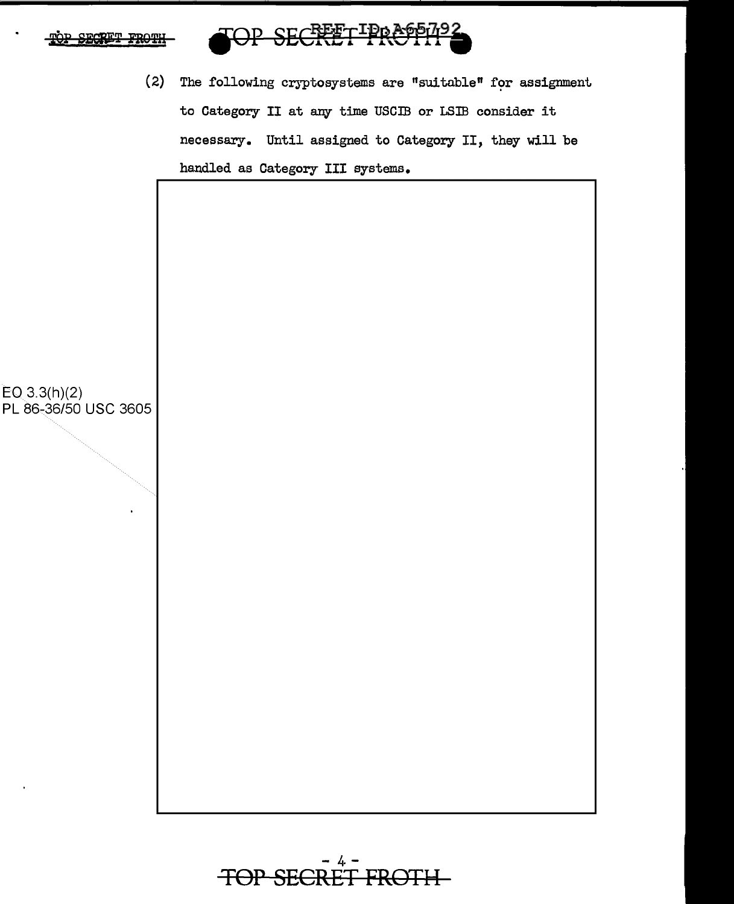(2) The following cryptosystems are "suitable" for assignment to Category II at any time USCIB or LSIB consider it necessary. Until assigned to Category II, they will be handled as Category III systems.

EO 3.3(h)(2)
PL 86-36/50 USC 3605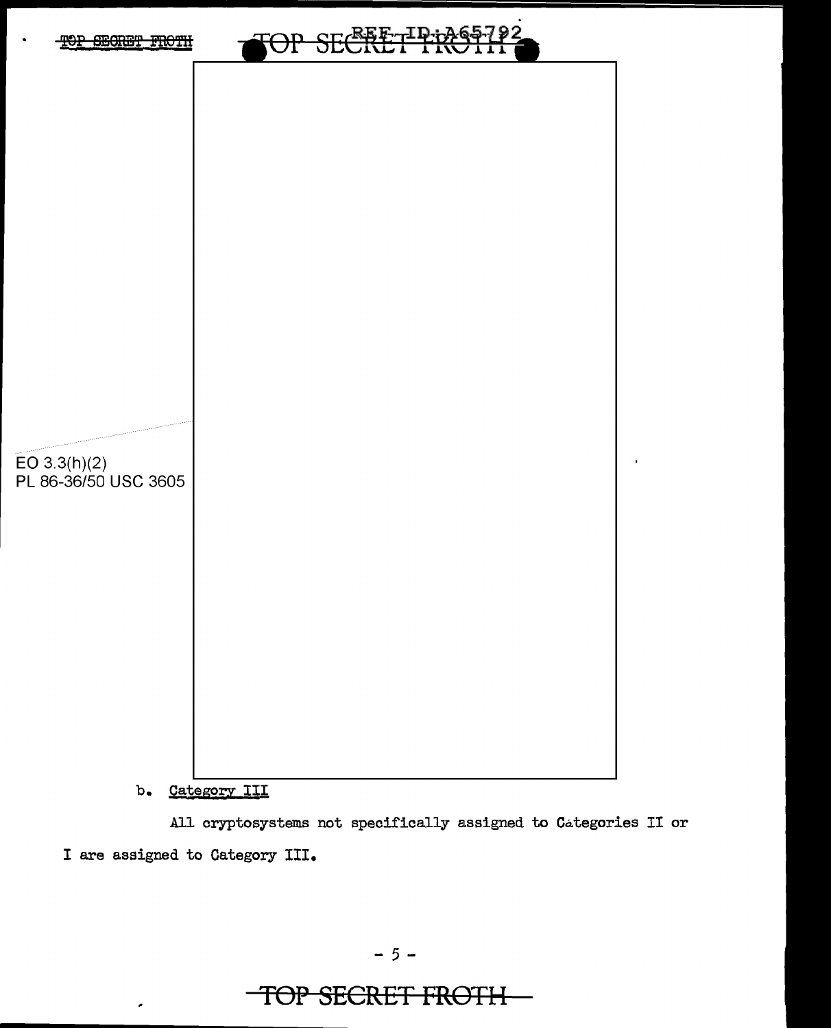EO 3.3(h)(2)
PL 86-36/50 USC 3605

b. Category III

All cryptosystems not specifically assigned to Categories II or I are assigned to Category III.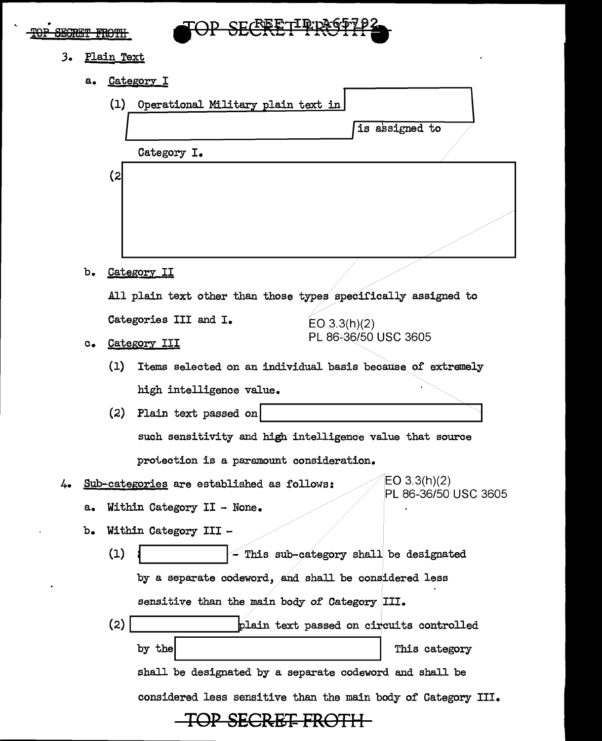3. Plain Text

a. Category I

(1) Operational Military plain text in [redacted] is assigned to Category I.

(2 [redacted]

b. Category II

All plain text other than those types specifically assigned to Categories III and I.

EO 3.3(h)(2)
PL 86-36/50 USC 3605

c. Category III

(1) Items selected on an individual basis because of extremely high intelligence value.

(2) Plain text passed on [redacted] such sensitivity and high intelligence value that source protection is a paramount consideration.

4. Sub-categories are established as follows:

EO 3.3(h)(2)
PL 86-36/50 USC 3605

a. Within Category II - None.

b. Within Category III -

(1) [redacted] - This sub-category shall be designated by a separate codeword, and shall be considered less sensitive than the main body of Category III.

(2) [redacted] plain text passed on circuits controlled by the [redacted] This category shall be designated by a separate codeword and shall be considered less sensitive than the main body of Category III.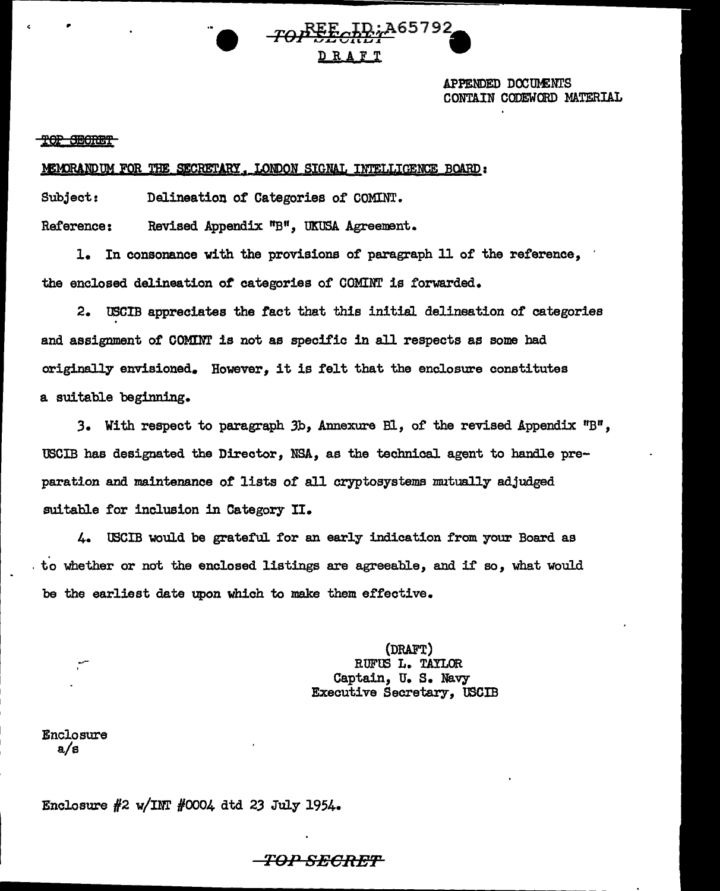REF ID:A65792

TOP SECRET

DRAFT

APPENDED DOCUMENTS
CONTAIN CODEWORD MATERIAL

~~TOP SECRET~~

MEMORANDUM FOR THE SECRETARY, LONDON SIGNAL INTELLIGENCE BOARD:

Subject: Delineation of Categories of COMINT.

Reference: Revised Appendix "B", UKUSA Agreement.

1. In consonance with the provisions of paragraph 11 of the reference, the enclosed delineation of categories of COMINT is forwarded.

2. USCIB appreciates the fact that this initial delineation of categories and assignment of COMINT is not as specific in all respects as some had originally envisioned. However, it is felt that the enclosure constitutes a suitable beginning.

3. With respect to paragraph 3b, Annexure B1, of the revised Appendix "B", USCIB has designated the Director, NSA, as the technical agent to handle preparation and maintenance of lists of all cryptosystems mutually adjudged suitable for inclusion in Category II.

4. USCIB would be grateful for an early indication from your Board as to whether or not the enclosed listings are agreeable, and if so, what would be the earliest date upon which to make them effective.

(DRAFT)
RUFUS L. TAYLOR
Captain, U. S. Navy
Executive Secretary, USCIB

Enclosure
a/s

Enclosure #2 w/INT #0004 dtd 23 July 1954.

TOP SECRET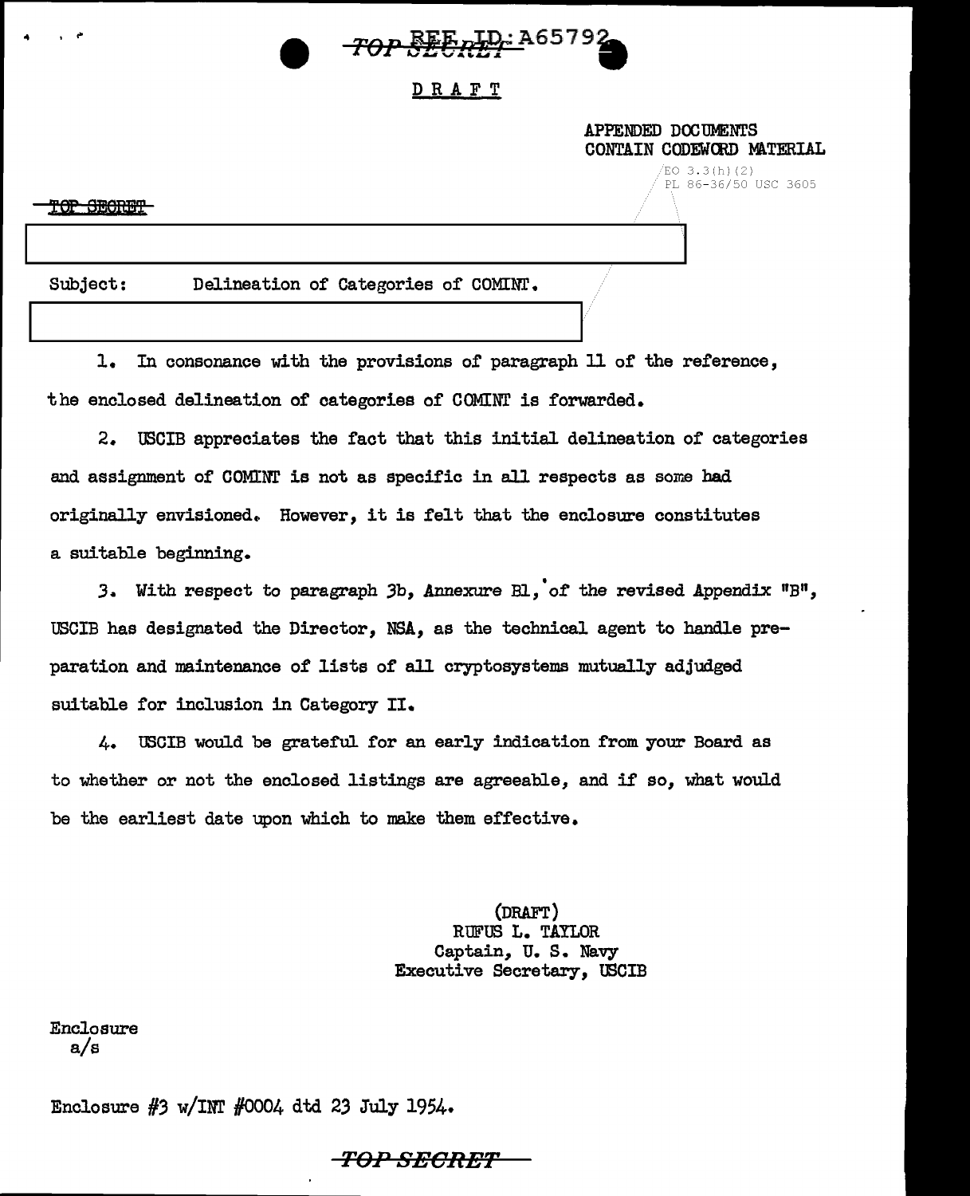REF ID: A65792

DRAFT

APPENDED DOCUMENTS
CONTAIN CODEWORD MATERIAL

EO 3.3(h)(2)
PL 86-36/50 USC 3605

~~TOP SECRET~~

Subject: Delineation of Categories of COMINT.

1. In consonance with the provisions of paragraph 11 of the reference, the enclosed delineation of categories of COMINT is forwarded.

2. USCIB appreciates the fact that this initial delineation of categories and assignment of COMINT is not as specific in all respects as some had originally envisioned. However, it is felt that the enclosure constitutes a suitable beginning.

3. With respect to paragraph 3b, Annexure B1, of the revised Appendix "B", USCIB has designated the Director, NSA, as the technical agent to handle preparation and maintenance of lists of all cryptosystems mutually adjudged suitable for inclusion in Category II.

4. USCIB would be grateful for an early indication from your Board as to whether or not the enclosed listings are agreeable, and if so, what would be the earliest date upon which to make them effective.

(DRAFT)
RUFUS L. TAYLOR
Captain, U. S. Navy
Executive Secretary, USCIB

Enclosure
a/s

Enclosure #3 w/INT #0004 dtd 23 July 1954.

~~TOP SECRET~~